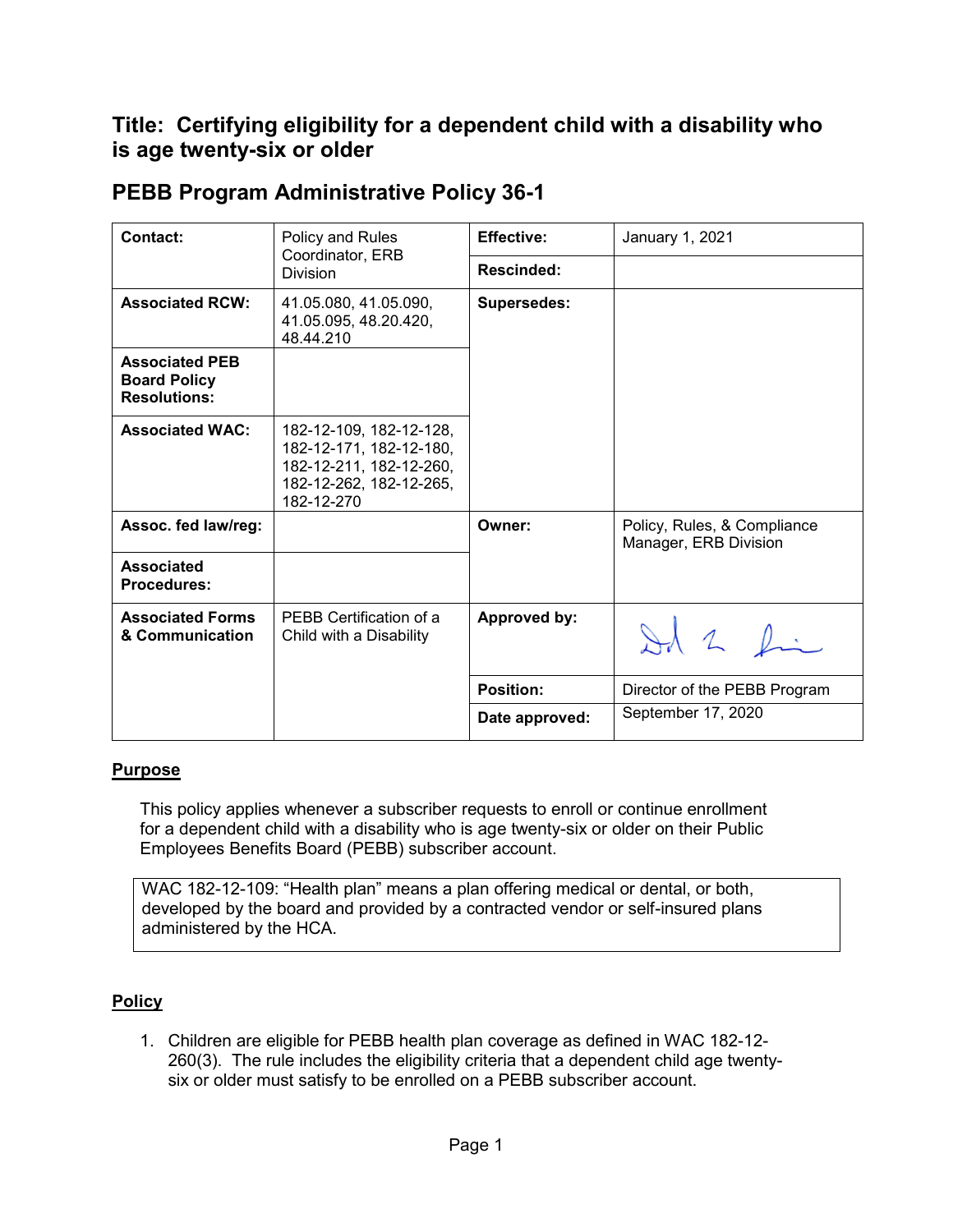# Title: Certifying eligibility for a dependent child with a disability who is age twenty-six or older

## PEBB Program Administrative Policy 36-1

| Contact: | Policy and Rules Coordinator, ERB Division | Effective: | January 1, 2021 |
|---|---|---|---|
| | | Rescinded: | |
| Associated RCW: | 41.05.080, 41.05.090, 41.05.095, 48.20.420, 48.44.210 | Supersedes: | |
| Associated PEB Board Policy Resolutions: | | | |
| Associated WAC: | 182-12-109, 182-12-128, 182-12-171, 182-12-180, 182-12-211, 182-12-260, 182-12-262, 182-12-265, 182-12-270 | | |
| Assoc. fed law/reg: | | Owner: | Policy, Rules, & Compliance Manager, ERB Division |
| Associated Procedures: | | | |
| Associated Forms & Communication | PEBB Certification of a Child with a Disability | Approved by: | (signature) |
| | | Position: | Director of the PEBB Program |
| | | Date approved: | September 17, 2020 |

**Purpose**

This policy applies whenever a subscriber requests to enroll or continue enrollment for a dependent child with a disability who is age twenty-six or older on their Public Employees Benefits Board (PEBB) subscriber account.

> WAC 182-12-109: "Health plan" means a plan offering medical or dental, or both, developed by the board and provided by a contracted vendor or self-insured plans administered by the HCA.

**Policy**

1. Children are eligible for PEBB health plan coverage as defined in WAC 182-12-260(3). The rule includes the eligibility criteria that a dependent child age twenty-six or older must satisfy to be enrolled on a PEBB subscriber account.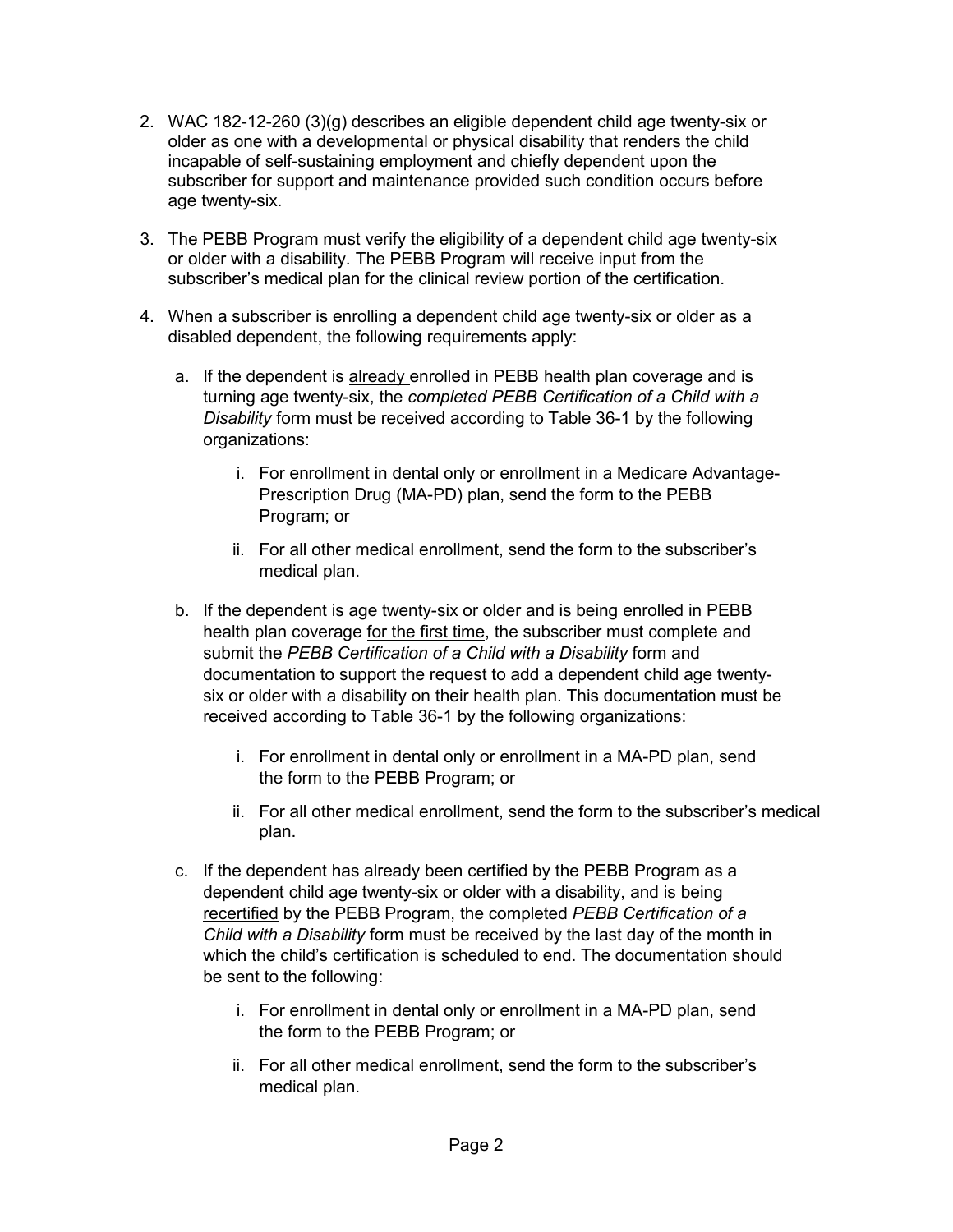2. WAC 182-12-260 (3)(g) describes an eligible dependent child age twenty-six or older as one with a developmental or physical disability that renders the child incapable of self-sustaining employment and chiefly dependent upon the subscriber for support and maintenance provided such condition occurs before age twenty-six.

3. The PEBB Program must verify the eligibility of a dependent child age twenty-six or older with a disability. The PEBB Program will receive input from the subscriber's medical plan for the clinical review portion of the certification.

4. When a subscriber is enrolling a dependent child age twenty-six or older as a disabled dependent, the following requirements apply:

   a. If the dependent is already enrolled in PEBB health plan coverage and is turning age twenty-six, the *completed PEBB Certification of a Child with a Disability* form must be received according to Table 36-1 by the following organizations:

      i. For enrollment in dental only or enrollment in a Medicare Advantage-Prescription Drug (MA-PD) plan, send the form to the PEBB Program; or

      ii. For all other medical enrollment, send the form to the subscriber's medical plan.

   b. If the dependent is age twenty-six or older and is being enrolled in PEBB health plan coverage for the first time, the subscriber must complete and submit the *PEBB Certification of a Child with a Disability* form and documentation to support the request to add a dependent child age twenty-six or older with a disability on their health plan. This documentation must be received according to Table 36-1 by the following organizations:

      i. For enrollment in dental only or enrollment in a MA-PD plan, send the form to the PEBB Program; or

      ii. For all other medical enrollment, send the form to the subscriber's medical plan.

   c. If the dependent has already been certified by the PEBB Program as a dependent child age twenty-six or older with a disability, and is being recertified by the PEBB Program, the completed *PEBB Certification of a Child with a Disability* form must be received by the last day of the month in which the child's certification is scheduled to end. The documentation should be sent to the following:

      i. For enrollment in dental only or enrollment in a MA-PD plan, send the form to the PEBB Program; or

      ii. For all other medical enrollment, send the form to the subscriber's medical plan.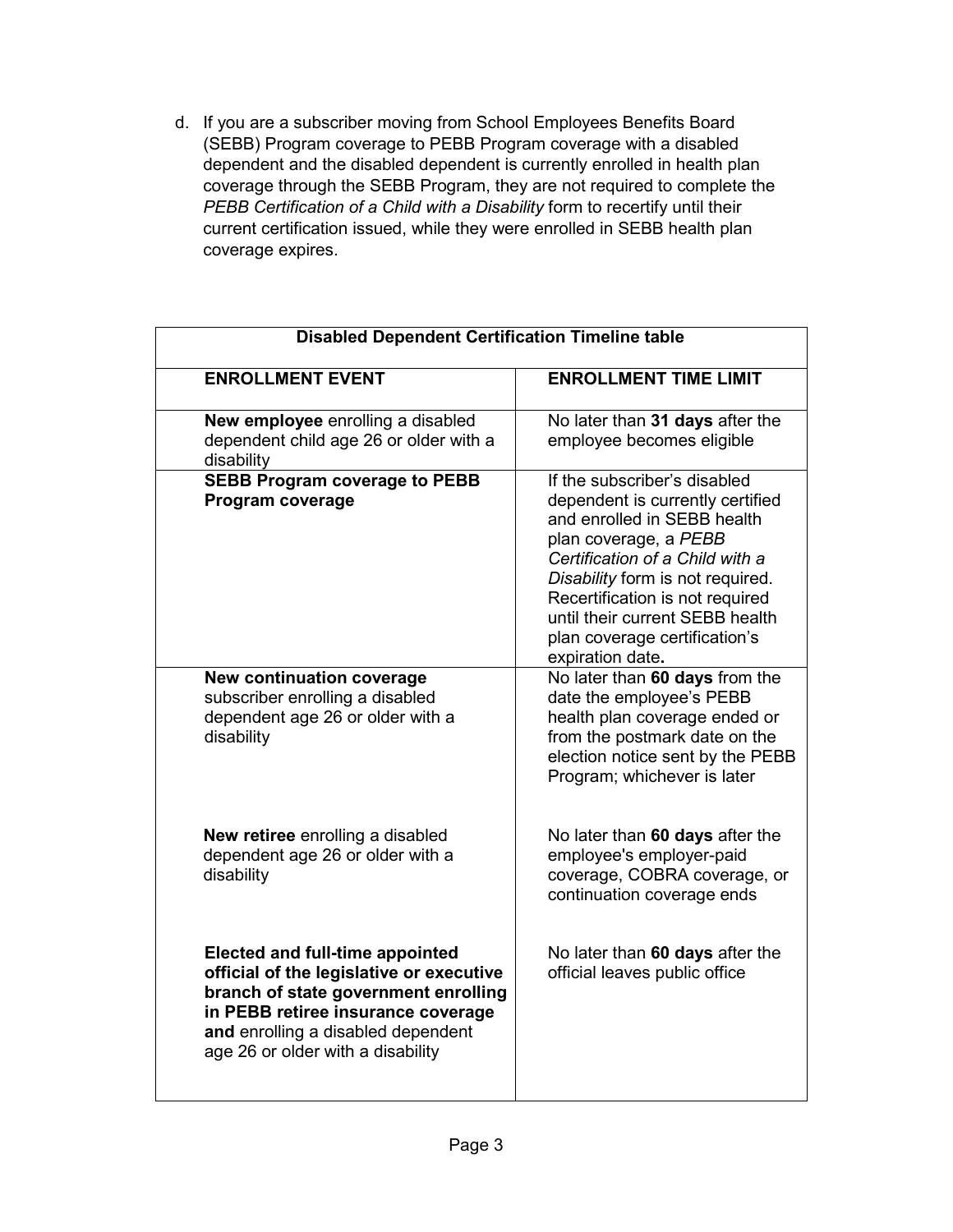d. If you are a subscriber moving from School Employees Benefits Board (SEBB) Program coverage to PEBB Program coverage with a disabled dependent and the disabled dependent is currently enrolled in health plan coverage through the SEBB Program, they are not required to complete the *PEBB Certification of a Child with a Disability* form to recertify until their current certification issued, while they were enrolled in SEBB health plan coverage expires.

| **Disabled Dependent Certification Timeline table** | |
|---|---|
| **ENROLLMENT EVENT** | **ENROLLMENT TIME LIMIT** |
| **New employee** enrolling a disabled dependent child age 26 or older with a disability | No later than **31 days** after the employee becomes eligible |
| **SEBB Program coverage to PEBB Program coverage** | If the subscriber's disabled dependent is currently certified and enrolled in SEBB health plan coverage, a *PEBB Certification of a Child with a Disability* form is not required. Recertification is not required until their current SEBB health plan coverage certification's expiration date**.** |
| **New continuation coverage** subscriber enrolling a disabled dependent age 26 or older with a disability | No later than **60 days** from the date the employee's PEBB health plan coverage ended or from the postmark date on the election notice sent by the PEBB Program; whichever is later |
| **New retiree** enrolling a disabled dependent age 26 or older with a disability | No later than **60 days** after the employee's employer-paid coverage, COBRA coverage, or continuation coverage ends |
| **Elected and full-time appointed official of the legislative or executive branch of state government enrolling in PEBB retiree insurance coverage and** enrolling a disabled dependent age 26 or older with a disability | No later than **60 days** after the official leaves public office |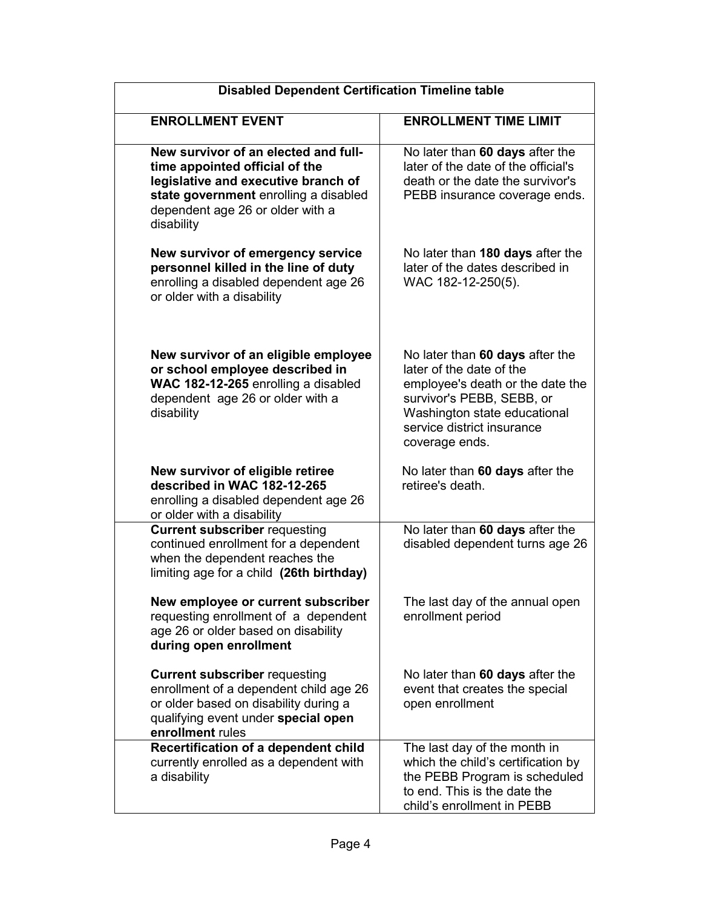| **Disabled Dependent Certification Timeline table** | |
|---|---|
| **ENROLLMENT EVENT** | **ENROLLMENT TIME LIMIT** |
| **New survivor of an elected and full-time appointed official of the legislative and executive branch of state government** enrolling a disabled dependent age 26 or older with a disability | No later than **60 days** after the later of the date of the official's death or the date the survivor's PEBB insurance coverage ends. |
| **New survivor of emergency service personnel killed in the line of duty** enrolling a disabled dependent age 26 or older with a disability | No later than **180 days** after the later of the dates described in WAC 182-12-250(5). |
| **New survivor of an eligible employee or school employee described in WAC 182-12-265** enrolling a disabled dependent age 26 or older with a disability | No later than **60 days** after the later of the date of the employee's death or the date the survivor's PEBB, SEBB, or Washington state educational service district insurance coverage ends. |
| **New survivor of eligible retiree described in WAC 182-12-265** enrolling a disabled dependent age 26 or older with a disability | No later than **60 days** after the retiree's death. |
| **Current subscriber** requesting continued enrollment for a dependent when the dependent reaches the limiting age for a child **(26th birthday)** | No later than **60 days** after the disabled dependent turns age 26 |
| **New employee or current subscriber** requesting enrollment of a dependent age 26 or older based on disability **during open enrollment** | The last day of the annual open enrollment period |
| **Current subscriber** requesting enrollment of a dependent child age 26 or older based on disability during a qualifying event under **special open enrollment** rules | No later than **60 days** after the event that creates the special open enrollment |
| **Recertification of a dependent child** currently enrolled as a dependent with a disability | The last day of the month in which the child's certification by the PEBB Program is scheduled to end. This is the date the child's enrollment in PEBB |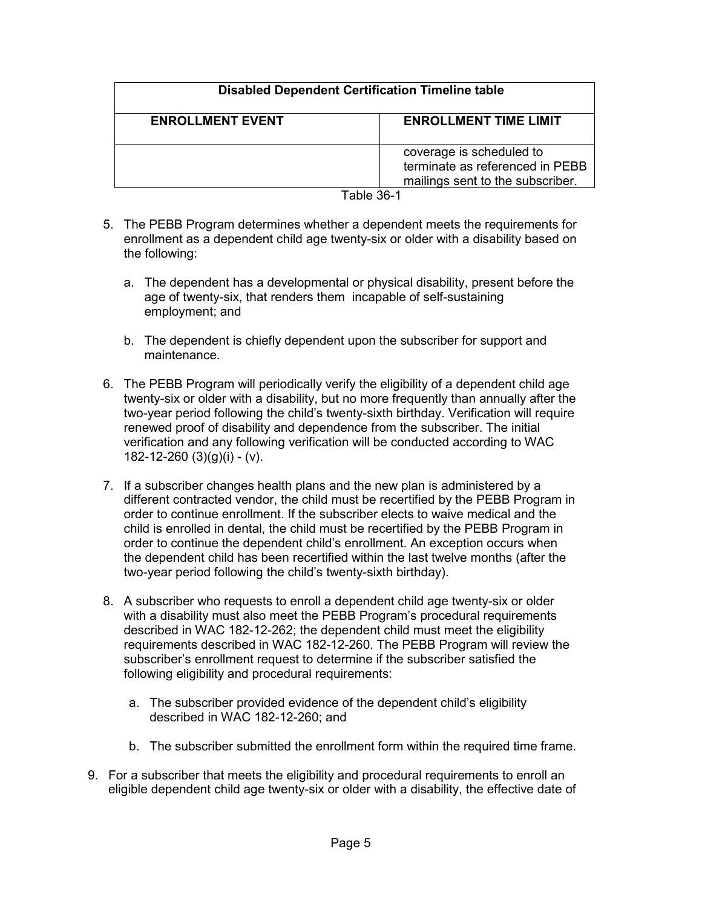| Disabled Dependent Certification Timeline table | |
|---|---|
| **ENROLLMENT EVENT** | **ENROLLMENT TIME LIMIT** |
| | coverage is scheduled to terminate as referenced in PEBB mailings sent to the subscriber. |

Table 36-1

5. The PEBB Program determines whether a dependent meets the requirements for enrollment as a dependent child age twenty-six or older with a disability based on the following:

   a. The dependent has a developmental or physical disability, present before the age of twenty-six, that renders them incapable of self-sustaining employment; and

   b. The dependent is chiefly dependent upon the subscriber for support and maintenance.

6. The PEBB Program will periodically verify the eligibility of a dependent child age twenty-six or older with a disability, but no more frequently than annually after the two-year period following the child's twenty-sixth birthday. Verification will require renewed proof of disability and dependence from the subscriber. The initial verification and any following verification will be conducted according to WAC 182-12-260 (3)(g)(i) - (v).

7. If a subscriber changes health plans and the new plan is administered by a different contracted vendor, the child must be recertified by the PEBB Program in order to continue enrollment. If the subscriber elects to waive medical and the child is enrolled in dental, the child must be recertified by the PEBB Program in order to continue the dependent child's enrollment. An exception occurs when the dependent child has been recertified within the last twelve months (after the two-year period following the child's twenty-sixth birthday).

8. A subscriber who requests to enroll a dependent child age twenty-six or older with a disability must also meet the PEBB Program's procedural requirements described in WAC 182-12-262; the dependent child must meet the eligibility requirements described in WAC 182-12-260. The PEBB Program will review the subscriber's enrollment request to determine if the subscriber satisfied the following eligibility and procedural requirements:

   a. The subscriber provided evidence of the dependent child's eligibility described in WAC 182-12-260; and

   b. The subscriber submitted the enrollment form within the required time frame.

9. For a subscriber that meets the eligibility and procedural requirements to enroll an eligible dependent child age twenty-six or older with a disability, the effective date of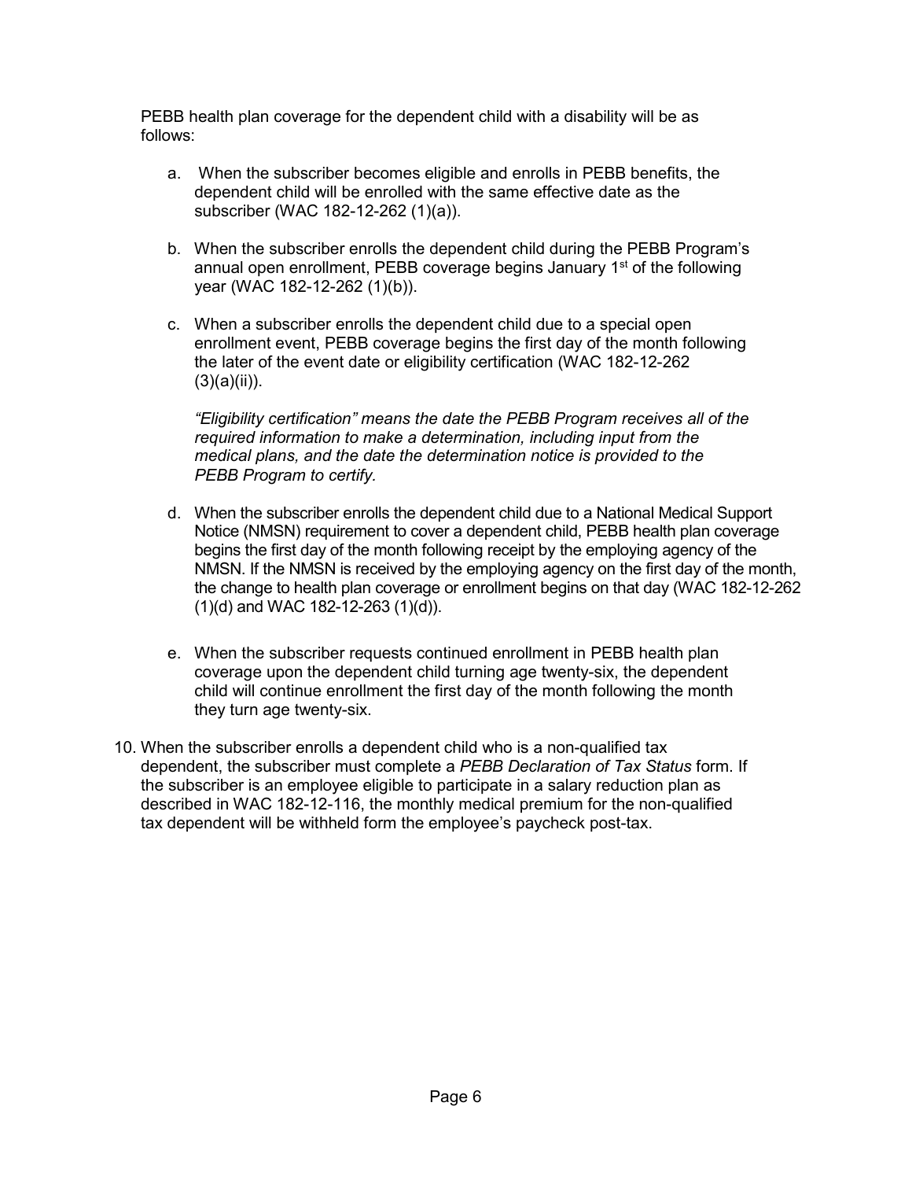PEBB health plan coverage for the dependent child with a disability will be as follows:

a. When the subscriber becomes eligible and enrolls in PEBB benefits, the dependent child will be enrolled with the same effective date as the subscriber (WAC 182-12-262 (1)(a)).

b. When the subscriber enrolls the dependent child during the PEBB Program's annual open enrollment, PEBB coverage begins January 1st of the following year (WAC 182-12-262 (1)(b)).

c. When a subscriber enrolls the dependent child due to a special open enrollment event, PEBB coverage begins the first day of the month following the later of the event date or eligibility certification (WAC 182-12-262 (3)(a)(ii)).

   *"Eligibility certification" means the date the PEBB Program receives all of the required information to make a determination, including input from the medical plans, and the date the determination notice is provided to the PEBB Program to certify.*

d. When the subscriber enrolls the dependent child due to a National Medical Support Notice (NMSN) requirement to cover a dependent child, PEBB health plan coverage begins the first day of the month following receipt by the employing agency of the NMSN. If the NMSN is received by the employing agency on the first day of the month, the change to health plan coverage or enrollment begins on that day (WAC 182-12-262 (1)(d) and WAC 182-12-263 (1)(d)).

e. When the subscriber requests continued enrollment in PEBB health plan coverage upon the dependent child turning age twenty-six, the dependent child will continue enrollment the first day of the month following the month they turn age twenty-six.

10. When the subscriber enrolls a dependent child who is a non-qualified tax dependent, the subscriber must complete a *PEBB Declaration of Tax Status* form. If the subscriber is an employee eligible to participate in a salary reduction plan as described in WAC 182-12-116, the monthly medical premium for the non-qualified tax dependent will be withheld form the employee's paycheck post-tax.